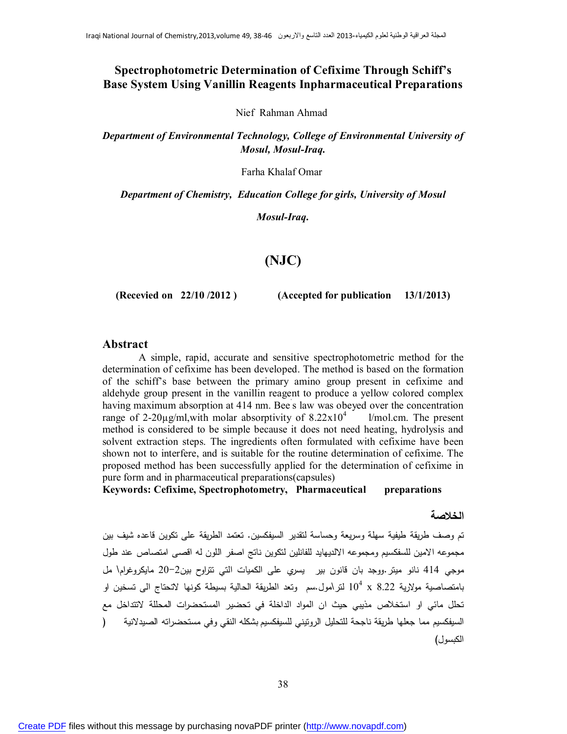# Spectrophotometric Determination of Cefixime Through Schiff's Base System Using Vanillin Reagents Inpharmaceutical Preparations

Nief Rahman Ahmad

***Department of Environmental Technology, College of Environmental University of Mosul, Mosul-Iraq.***

Farha Khalaf Omar

***Department of Chemistry, Education College for girls, University of Mosul Mosul-Iraq.***

## (NJC)

**(Recevied on 22/10 /2012 )** **(Accepted for publication 13/1/2013)**

## Abstract

A simple, rapid, accurate and sensitive spectrophotometric method for the determination of cefixime has been developed. The method is based on the formation of the schiff's base between the primary amino group present in cefixime and aldehyde group present in the vanillin reagent to produce a yellow colored complex having maximum absorption at 414 nm. Bee's law was obeyed over the concentration range of 2-20µg/ml,with molar absorptivity of $8.22x10^4$ l/mol.cm. The present method is considered to be simple because it does not need heating, hydrolysis and solvent extraction steps. The ingredients often formulated with cefixime have been shown not to interfere, and is suitable for the routine determination of cefixime. The proposed method has been successfully applied for the determination of cefixime in pure form and in pharmaceutical preparations(capsules)

**Keywords: Cefixime, Spectrophotometry, Pharmaceutical preparations**

## الخلاصة

تم وصف طريقة طيفية سهلة وسريعة وحساسة لتقدير السيفكسين. تعتمد الطريقة على تكوين قاعده شيف بين مجموعه الامين للسفكسيم ومجموعه الالديهايد للفانلين لتكوين ناتج اصفر اللون له اقصى امتصاص عند طول موجي 414 نانو ميتر.ووجد بان قانون بير يسري على الكميات التي تتراوح بين2–20 مايكروغرام\ مل بامتصاصية مولارية $8.22 \times 10^4$ لتر/مول.سم وتعد الطريقة الحالية بسيطة كونها لاتحتاج الى تسخين او تحلل مائي او استخلاص مذيبي حيث ان المواد الداخلة في تحضير المستحضرات المحللة لاتتداخل مع السيفكسيم مما جعلها طريقة ناجحة للتحليل الروتيني للسيفكسيم بشكله النقي وفي مستحضراته الصيدلانية ( الكبسول)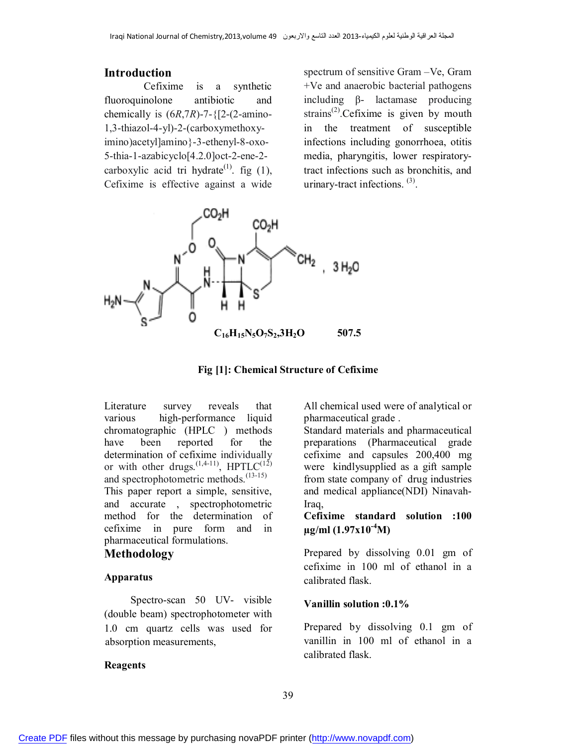## Introduction

Cefixime is a synthetic fluoroquinolone antibiotic and chemically is (6*R*,7*R*)-7-{[2-(2-amino-1,3-thiazol-4-yl)-2-(carboxymethoxy-imino)acetyl]amino}-3-ethenyl-8-oxo-5-thia-1-azabicyclo[4.2.0]oct-2-ene-2-carboxylic acid tri hydrate[1]. fig (1), Cefixime is effective against a wide spectrum of sensitive Gram –Ve, Gram +Ve and anaerobic bacterial pathogens including β- lactamase producing strains[2].Cefixime is given by mouth in the treatment of susceptible infections including gonorrhoea, otitis media, pharyngitis, lower respiratory-tract infections such as bronchitis, and urinary-tract infections. [3].

$C_{16}H_{15}N_5O_7S_2,3H_2O$ 507.5

**Fig [1]: Chemical Structure of Cefixime**

Literature survey reveals that various high-performance liquid chromatographic (HPLC ) methods have been reported for the determination of cefixime individually or with other drugs.[1,4-11], HPTLC[12] and spectrophotometric methods.[13-15] This paper report a simple, sensitive, and accurate , spectrophotometric method for the determination of cefixime in pure form and in pharmaceutical formulations.

## Methodology

### Apparatus

Spectro-scan 50 UV- visible (double beam) spectrophotometer with 1.0 cm quartz cells was used for absorption measurements,

### Reagents

All chemical used were of analytical or pharmaceutical grade .

Standard materials and pharmaceutical preparations (Pharmaceutical grade cefixime and capsules 200,400 mg were kindlysupplied as a gift sample from state company of drug industries and medical appliance(NDI) Ninavah-Iraq,

**Cefixime standard solution :100 µg/ml ($1.97x10^{-4}$M)**

Prepared by dissolving 0.01 gm of cefixime in 100 ml of ethanol in a calibrated flask.

**Vanillin solution :0.1%**

Prepared by dissolving 0.1 gm of vanillin in 100 ml of ethanol in a calibrated flask.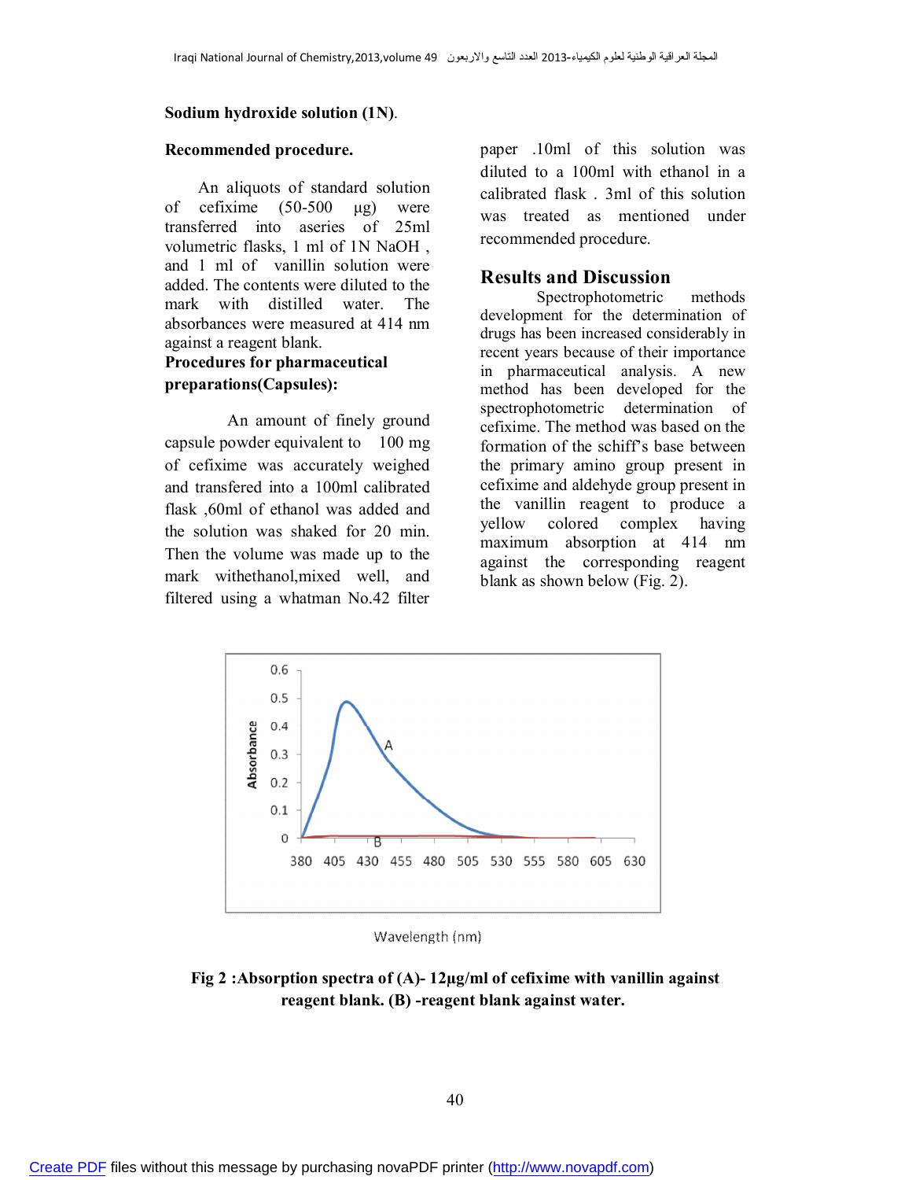**Sodium hydroxide solution (1N).**

**Recommended procedure.**

An aliquots of standard solution of cefixime (50-500 µg) were transferred into aseries of 25ml volumetric flasks, 1 ml of 1N NaOH , and 1 ml of vanillin solution were added. The contents were diluted to the mark with distilled water. The absorbances were measured at 414 nm against a reagent blank.

**Procedures for pharmaceutical preparations(Capsules):**

An amount of finely ground capsule powder equivalent to 100 mg of cefixime was accurately weighed and transfered into a 100ml calibrated flask ,60ml of ethanol was added and the solution was shaked for 20 min. Then the volume was made up to the mark withethanol,mixed well, and filtered using a whatman No.42 filter paper .10ml of this solution was diluted to a 100ml with ethanol in a calibrated flask . 3ml of this solution was treated as mentioned under recommended procedure.

## Results and Discussion

Spectrophotometric methods development for the determination of drugs has been increased considerably in recent years because of their importance in pharmaceutical analysis. A new method has been developed for the spectrophotometric determination of cefixime. The method was based on the formation of the schiff's base between the primary amino group present in cefixime and aldehyde group present in the vanillin reagent to produce a yellow colored complex having maximum absorption at 414 nm against the corresponding reagent blank as shown below (Fig. 2).

**Fig 2 :Absorption spectra of (A)- 12µg/ml of cefixime with vanillin against reagent blank. (B) -reagent blank against water.**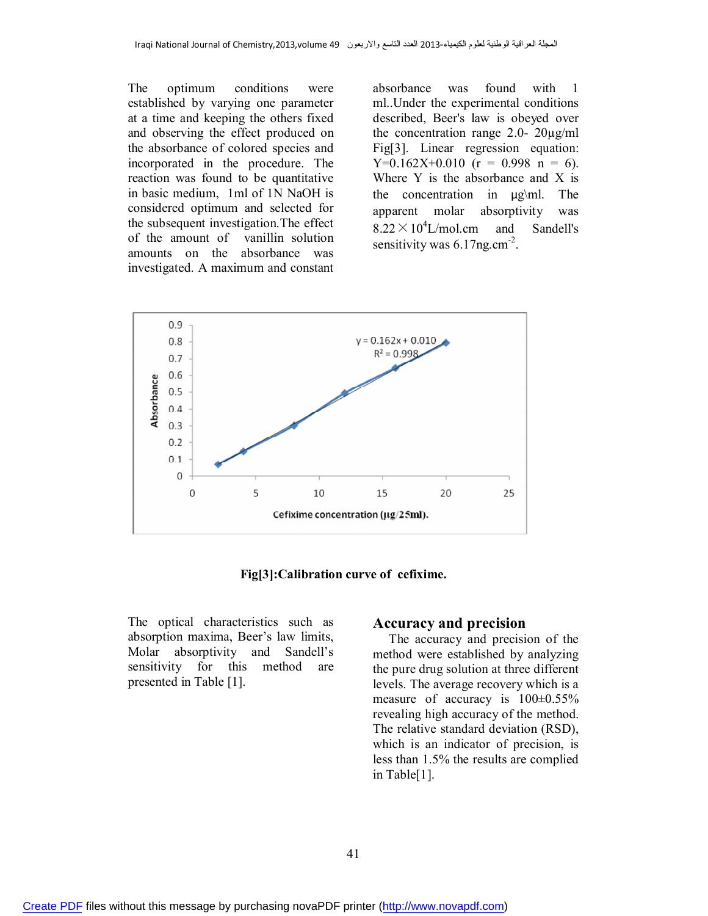The optimum conditions were established by varying one parameter at a time and keeping the others fixed and observing the effect produced on the absorbance of colored species and incorporated in the procedure. The reaction was found to be quantitative in basic medium, 1ml of 1N NaOH is considered optimum and selected for the subsequent investigation.The effect of the amount of vanillin solution amounts on the absorbance was investigated. A maximum and constant absorbance was found with 1 ml..Under the experimental conditions described, Beer's law is obeyed over the concentration range 2.0- 20µg/ml Fig[3]. Linear regression equation: Y=0.162X+0.010 (r = 0.998 n = 6). Where Y is the absorbance and X is the concentration in µg\ml. The apparent molar absorptivity was $8.22 \times 10^4$ L/mol.cm and Sandell's sensitivity was 6.17ng.cm$^{-2}$.

Fig[3]:Calibration curve of cefixime.

The optical characteristics such as absorption maxima, Beer's law limits, Molar absorptivity and Sandell's sensitivity for this method are presented in Table [1].

## Accuracy and precision

The accuracy and precision of the method were established by analyzing the pure drug solution at three different levels. The average recovery which is a measure of accuracy is 100±0.55% revealing high accuracy of the method. The relative standard deviation (RSD), which is an indicator of precision, is less than 1.5% the results are complied in Table[1].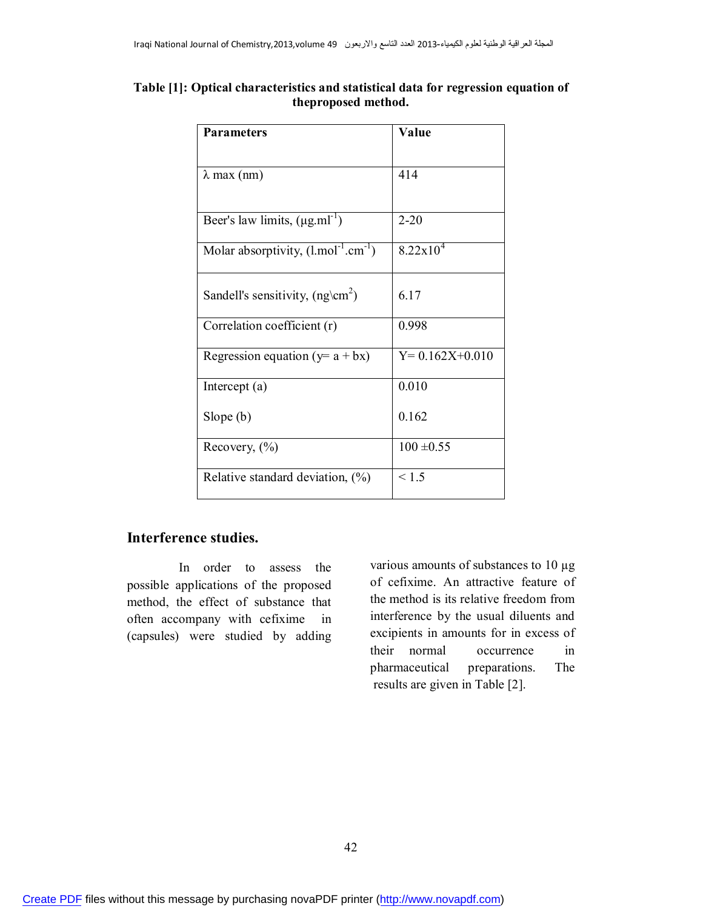**Table [1]: Optical characteristics and statistical data for regression equation of theproposed method.**

| Parameters | Value |
|---|---|
| λ max (nm) | 414 |
| Beer's law limits, (μg.ml$^{-1}$) | 2-20 |
| Molar absorptivity, (l.mol$^{-1}$.cm$^{-1}$) | 8.22x10$^{4}$ |
| Sandell's sensitivity, (ng\cm$^{2}$) | 6.17 |
| Correlation coefficient (r) | 0.998 |
| Regression equation (y= a + bx) | Y= 0.162X+0.010 |
| Intercept (a) | 0.010 |
| Slope (b) | 0.162 |
| Recovery, (%) | 100 ±0.55 |
| Relative standard deviation, (%) | < 1.5 |

## Interference studies.

In order to assess the possible applications of the proposed method, the effect of substance that often accompany with cefixime in (capsules) were studied by adding various amounts of substances to 10 μg of cefixime. An attractive feature of the method is its relative freedom from interference by the usual diluents and excipients in amounts for in excess of their normal occurrence in pharmaceutical preparations. The results are given in Table [2].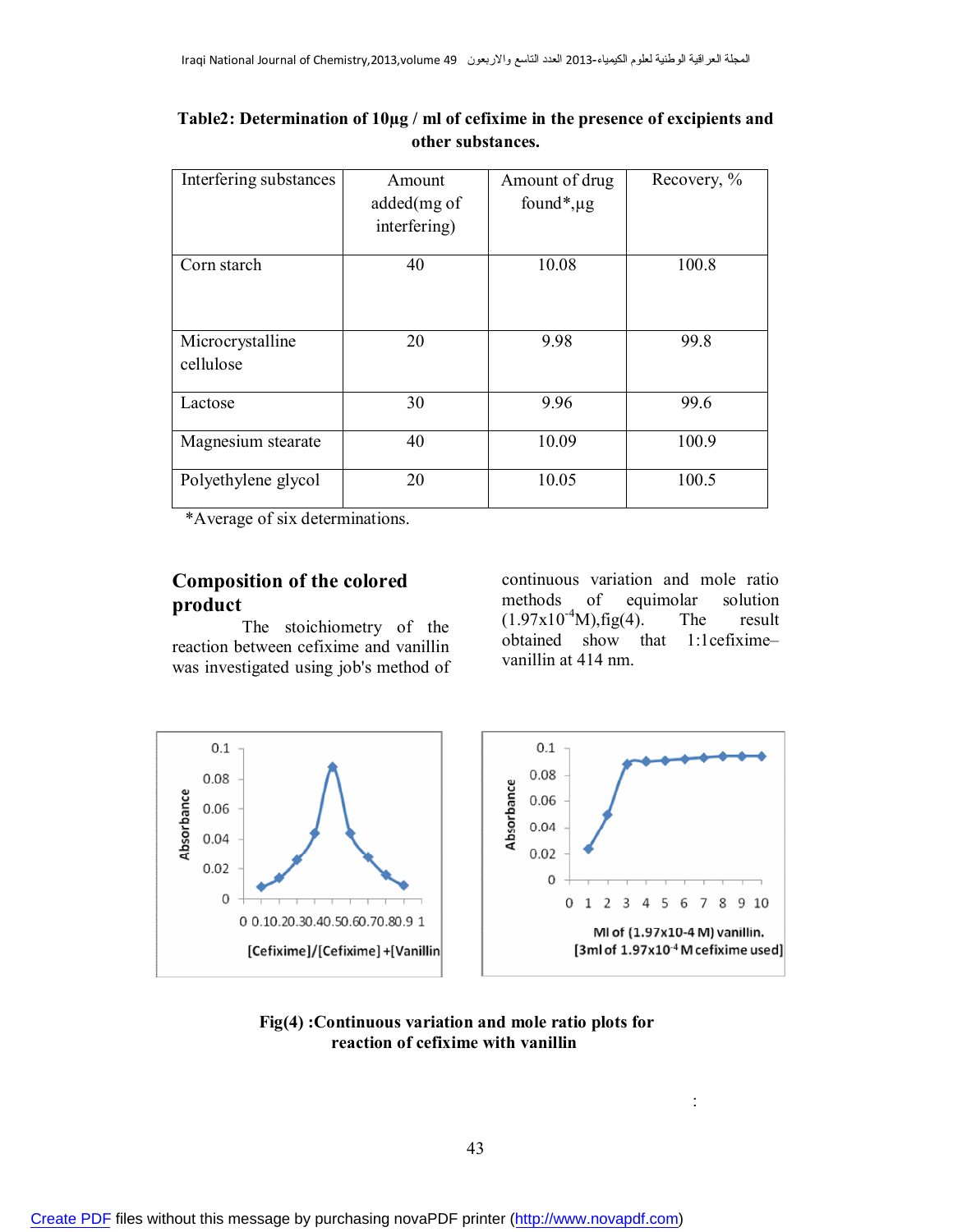**Table2: Determination of 10µg / ml of cefixime in the presence of excipients and other substances.**

| Interfering substances | Amount added(mg of interfering) | Amount of drug found*,µg | Recovery, % |
|---|---|---|---|
| Corn starch | 40 | 10.08 | 100.8 |
| Microcrystalline cellulose | 20 | 9.98 | 99.8 |
| Lactose | 30 | 9.96 | 99.6 |
| Magnesium stearate | 40 | 10.09 | 100.9 |
| Polyethylene glycol | 20 | 10.05 | 100.5 |

*Average of six determinations.

## Composition of the colored product

The stoichiometry of the reaction between cefixime and vanillin was investigated using job's method of continuous variation and mole ratio methods of equimolar solution ($1.97x10^{-4}$M),fig(4). The result obtained show that 1:1cefixime–vanillin at 414 nm.

Fig(4) :Continuous variation and mole ratio plots for reaction of cefixime with vanillin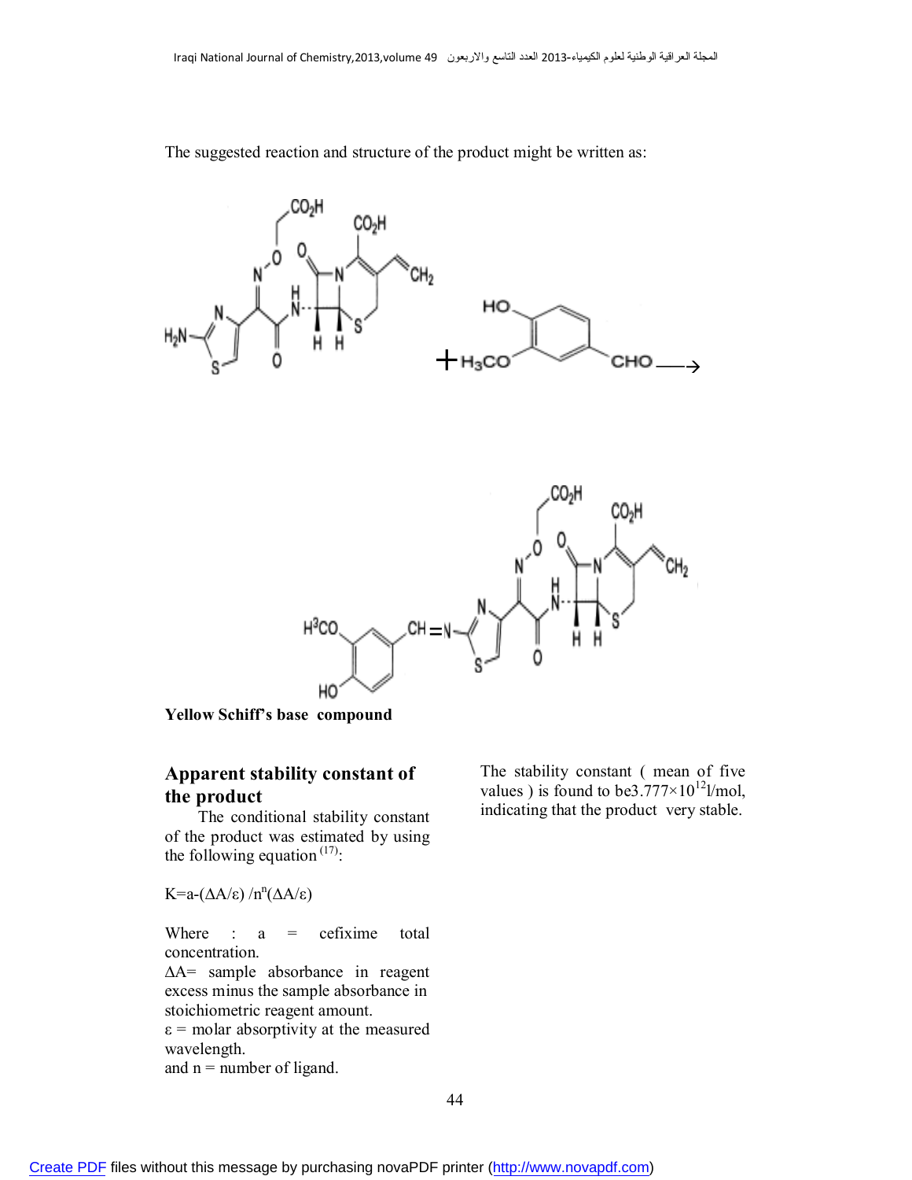The suggested reaction and structure of the product might be written as:

**Yellow Schiff's base compound**

## Apparent stability constant of the product

The conditional stability constant of the product was estimated by using the following equation [17]:

$$K = a - (\Delta A/\varepsilon) / n^n (\Delta A/\varepsilon)$$

Where : a = cefixime total concentration.

$\Delta A$ = sample absorbance in reagent excess minus the sample absorbance in stoichiometric reagent amount.

$\varepsilon$ = molar absorptivity at the measured wavelength.

and n = number of ligand.

The stability constant ( mean of five values ) is found to be $3.777\times10^{12}$ l/mol, indicating that the product very stable.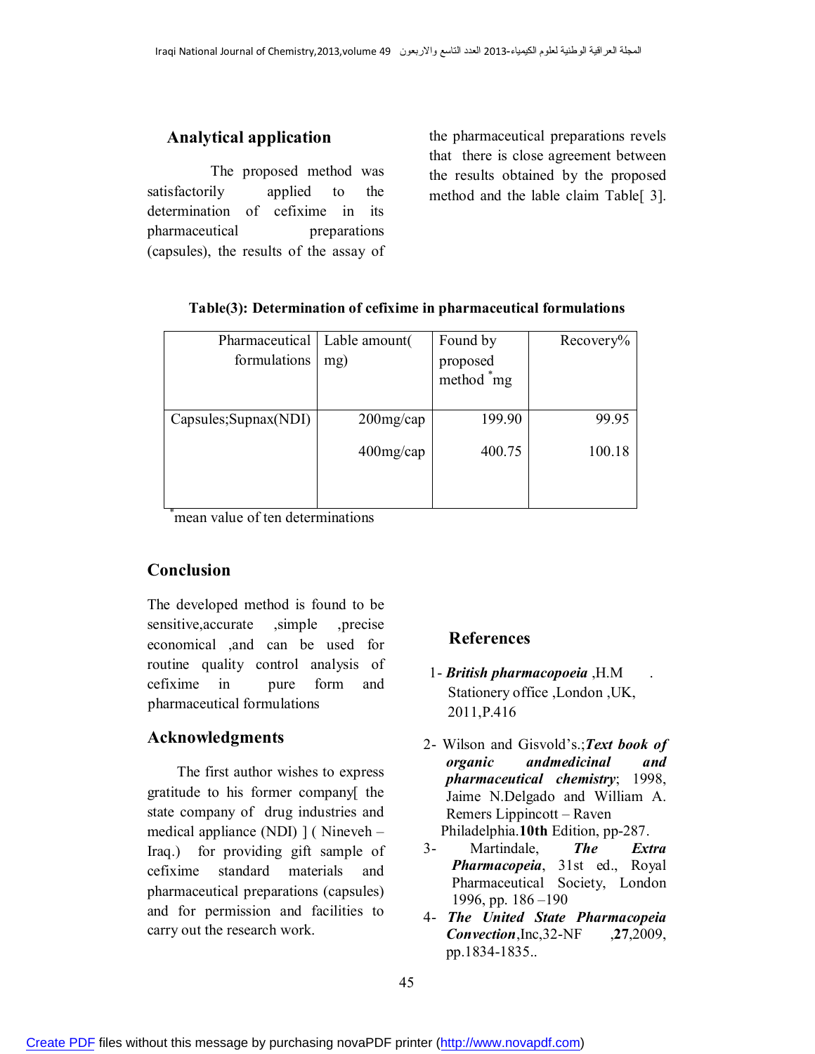## Analytical application

The proposed method was satisfactorily applied to the determination of cefixime in its pharmaceutical preparations (capsules), the results of the assay of the pharmaceutical preparations revels that there is close agreement between the results obtained by the proposed method and the lable claim Table[ 3].

**Table(3): Determination of cefixime in pharmaceutical formulations**

| Pharmaceutical formulations | Lable amount( mg) | Found by proposed method *mg | Recovery% |
|---|---|---|---|
| Capsules;Supnax(NDI) | 200mg/cap | 199.90 | 99.95 |
| | 400mg/cap | 400.75 | 100.18 |

*mean value of ten determinations

## Conclusion

The developed method is found to be sensitive,accurate ,simple ,precise economical ,and can be used for routine quality control analysis of cefixime in pure form and pharmaceutical formulations

## Acknowledgments

The first author wishes to express gratitude to his former company[ the state company of drug industries and medical appliance (NDI) ] ( Nineveh – Iraq.) for providing gift sample of cefixime standard materials and pharmaceutical preparations (capsules) and for permission and facilities to carry out the research work.

## References

1- ***British pharmacopoeia*** ,H.M . Stationery office ,London ,UK, 2011,P.416

2- Wilson and Gisvold's.;***Text book of organic andmedicinal and pharmaceutical chemistry***; 1998, Jaime N.Delgado and William A. Remers Lippincott – Raven Philadelphia.**10th** Edition, pp-287.

3- Martindale, ***The Extra Pharmacopeia***, 31st ed., Royal Pharmaceutical Society, London 1996, pp. 186 –190

4- ***The United State Pharmacopeia Convection***,Inc,32-NF ,**27**,2009, pp.1834-1835..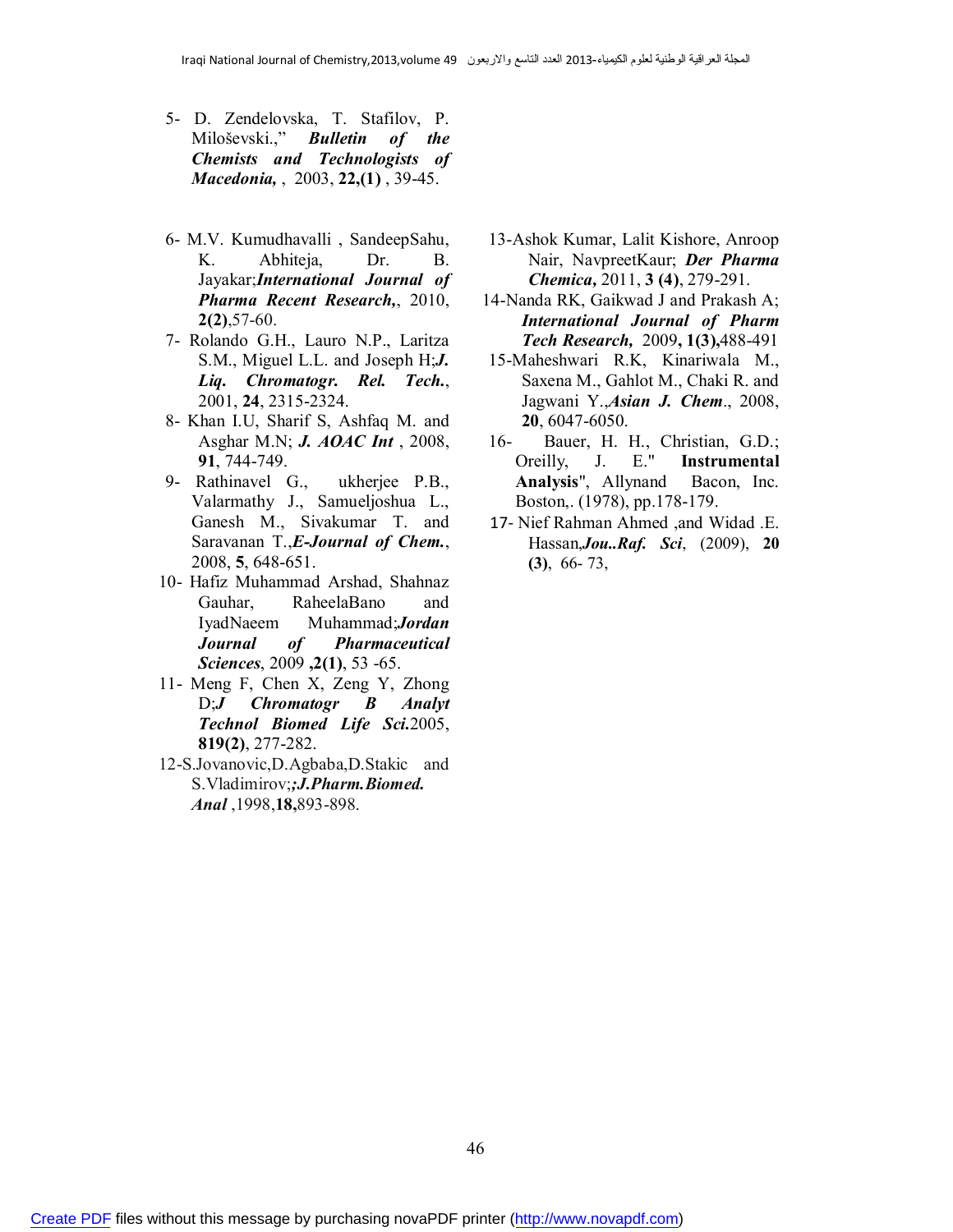5- D. Zendelovska, T. Stafilov, P. Miloševski.," ***Bulletin of the Chemists and Technologists of Macedonia,*** , 2003, **22,(1)** , 39-45.

6- M.V. Kumudhavalli , SandeepSahu, K. Abhiteja, Dr. B. Jayakar;***International Journal of Pharma Recent Research,***, 2010, **2(2)**,57-60.

7- Rolando G.H., Lauro N.P., Laritza S.M., Miguel L.L. and Joseph H;***J. Liq. Chromatogr. Rel. Tech.***, 2001, **24**, 2315-2324.

8- Khan I.U, Sharif S, Ashfaq M. and Asghar M.N; ***J. AOAC Int*** , 2008, **91**, 744-749.

9- Rathinavel G., ukherjee P.B., Valarmathy J., Samueljoshua L., Ganesh M., Sivakumar T. and Saravanan T.,***E-Journal of Chem.***, 2008, **5**, 648-651.

10- Hafiz Muhammad Arshad, Shahnaz Gauhar, RaheelaBano and IyadNaeem Muhammad;***Jordan Journal of Pharmaceutical Sciences***, 2009 **,2(1)**, 53 -65.

11- Meng F, Chen X, Zeng Y, Zhong D;***J Chromatogr B Analyt Technol Biomed Life Sci.***2005, **819(2)**, 277-282.

12-S.Jovanovic,D.Agbaba,D.Stakic and S.Vladimirov;***;J.Pharm.Biomed. Anal*** ,1998,**18,**893-898.

13-Ashok Kumar, Lalit Kishore, Anroop Nair, NavpreetKaur; ***Der Pharma Chemica,*** 2011, **3 (4)**, 279-291.

14-Nanda RK, Gaikwad J and Prakash A; ***International Journal of Pharm Tech Research,*** 2009**, 1(3),**488-491

15-Maheshwari R.K, Kinariwala M., Saxena M., Gahlot M., Chaki R. and Jagwani Y.,***Asian J. Chem***., 2008, **20**, 6047-6050.

16- Bauer, H. H., Christian, G.D.; Oreilly, J. E." **Instrumental Analysis**", Allynand Bacon, Inc. Boston,. (1978), pp.178-179.

17- Nief Rahman Ahmed ,and Widad .E. Hassan,***Jou..Raf. Sci***, (2009), **20 (3)**, 66- 73,